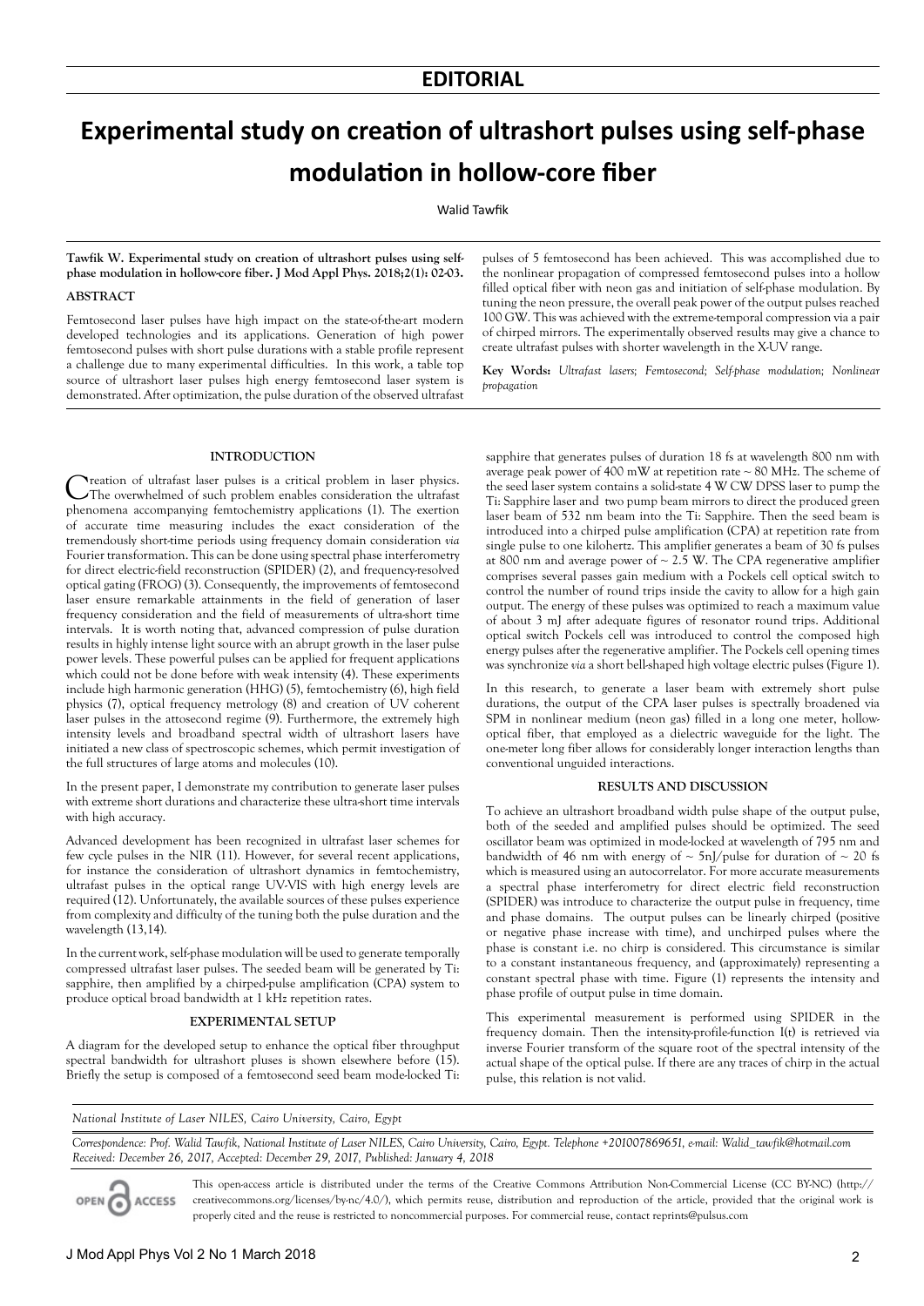## EDITORIAL

# Experimental study on creation of ultrashort pulses using self-phase modulation in hollow-core fiber

Walid Tawfik

**Tawfik W. Experimental study on creation of ultrashort pulses using self-phase modulation in hollow-core fiber. J Mod Appl Phys. 2018;2(1): 02-03.**

## ABSTRACT

Femtosecond laser pulses have high impact on the state-of-the-art modern developed technologies and its applications. Generation of high power femtosecond pulses with short pulse durations with a stable profile represent a challenge due to many experimental difficulties. In this work, a table top source of ultrashort laser pulses high energy femtosecond laser system is demonstrated. After optimization, the pulse duration of the observed ultrafast pulses of 5 femtosecond has been achieved. This was accomplished due to the nonlinear propagation of compressed femtosecond pulses into a hollow filled optical fiber with neon gas and initiation of self-phase modulation. By tuning the neon pressure, the overall peak power of the output pulses reached 100 GW. This was achieved with the extreme-temporal compression via a pair of chirped mirrors. The experimentally observed results may give a chance to create ultrafast pulses with shorter wavelength in the X-UV range.

**Key Words:** *Ultrafast lasers; Femtosecond; Self-phase modulation; Nonlinear propagation*

## INTRODUCTION

Creation of ultrafast laser pulses is a critical problem in laser physics. The overwhelmed of such problem enables consideration the ultrafast phenomena accompanying femtochemistry applications (1). The exertion of accurate time measuring includes the exact consideration of the tremendously short-time periods using frequency domain consideration *via* Fourier transformation. This can be done using spectral phase interferometry for direct electric-field reconstruction (SPIDER) (2), and frequency-resolved optical gating (FROG) (3). Consequently, the improvements of femtosecond laser ensure remarkable attainments in the field of generation of laser frequency consideration and the field of measurements of ultra-short time intervals. It is worth noting that, advanced compression of pulse duration results in highly intense light source with an abrupt growth in the laser pulse power levels. These powerful pulses can be applied for frequent applications which could not be done before with weak intensity (4). These experiments include high harmonic generation (HHG) (5), femtochemistry (6), high field physics (7), optical frequency metrology (8) and creation of UV coherent laser pulses in the attosecond regime (9). Furthermore, the extremely high intensity levels and broadband spectral width of ultrashort lasers have initiated a new class of spectroscopic schemes, which permit investigation of the full structures of large atoms and molecules (10).

In the present paper, I demonstrate my contribution to generate laser pulses with extreme short durations and characterize these ultra-short time intervals with high accuracy.

Advanced development has been recognized in ultrafast laser schemes for few cycle pulses in the NIR (11). However, for several recent applications, for instance the consideration of ultrashort dynamics in femtochemistry, ultrafast pulses in the optical range UV-VIS with high energy levels are required (12). Unfortunately, the available sources of these pulses experience from complexity and difficulty of the tuning both the pulse duration and the wavelength (13,14).

In the current work, self-phase modulation will be used to generate temporally compressed ultrafast laser pulses. The seeded beam will be generated by Ti: sapphire, then amplified by a chirped-pulse amplification (CPA) system to produce optical broad bandwidth at 1 kHz repetition rates.

## EXPERIMENTAL SETUP

A diagram for the developed setup to enhance the optical fiber throughput spectral bandwidth for ultrashort pluses is shown elsewhere before (15). Briefly the setup is composed of a femtosecond seed beam mode-locked Ti: sapphire that generates pulses of duration 18 fs at wavelength 800 nm with average peak power of 400 mW at repetition rate ~ 80 MHz. The scheme of the seed laser system contains a solid-state 4 W CW DPSS laser to pump the Ti: Sapphire laser and two pump beam mirrors to direct the produced green laser beam of 532 nm beam into the Ti: Sapphire. Then the seed beam is introduced into a chirped pulse amplification (CPA) at repetition rate from single pulse to one kilohertz. This amplifier generates a beam of 30 fs pulses at 800 nm and average power of ~ 2.5 W. The CPA regenerative amplifier comprises several passes gain medium with a Pockels cell optical switch to control the number of round trips inside the cavity to allow for a high gain output. The energy of these pulses was optimized to reach a maximum value of about 3 mJ after adequate figures of resonator round trips. Additional optical switch Pockels cell was introduced to control the composed high energy pulses after the regenerative amplifier. The Pockels cell opening times was synchronize *via* a short bell-shaped high voltage electric pulses (Figure 1).

In this research, to generate a laser beam with extremely short pulse durations, the output of the CPA laser pulses is spectrally broadened via SPM in nonlinear medium (neon gas) filled in a long one meter, hollow-optical fiber, that employed as a dielectric waveguide for the light. The one-meter long fiber allows for considerably longer interaction lengths than conventional unguided interactions.

## RESULTS AND DISCUSSION

To achieve an ultrashort broadband width pulse shape of the output pulse, both of the seeded and amplified pulses should be optimized. The seed oscillator beam was optimized in mode-locked at wavelength of 795 nm and bandwidth of 46 nm with energy of ~ 5nJ/pulse for duration of ~ 20 fs which is measured using an autocorrelator. For more accurate measurements a spectral phase interferometry for direct electric field reconstruction (SPIDER) was introduce to characterize the output pulse in frequency, time and phase domains. The output pulses can be linearly chirped (positive or negative phase increase with time), and unchirped pulses where the phase is constant i.e. no chirp is considered. This circumstance is similar to a constant instantaneous frequency, and (approximately) representing a constant spectral phase with time. Figure (1) represents the intensity and phase profile of output pulse in time domain.

This experimental measurement is performed using SPIDER in the frequency domain. Then the intensity-profile-function I(t) is retrieved via inverse Fourier transform of the square root of the spectral intensity of the actual shape of the optical pulse. If there are any traces of chirp in the actual pulse, this relation is not valid.

*National Institute of Laser NILES, Cairo University, Cairo, Egypt*

*Correspondence: Prof. Walid Tawfik, National Institute of Laser NILES, Cairo University, Cairo, Egypt. Telephone +201007869651, e-mail: Walid_tawfik@hotmail.com*
*Received: December 26, 2017, Accepted: December 29, 2017, Published: January 4, 2018*

This open-access article is distributed under the terms of the Creative Commons Attribution Non-Commercial License (CC BY-NC) (http://creativecommons.org/licenses/by-nc/4.0/), which permits reuse, distribution and reproduction of the article, provided that the original work is properly cited and the reuse is restricted to noncommercial purposes. For commercial reuse, contact reprints@pulsus.com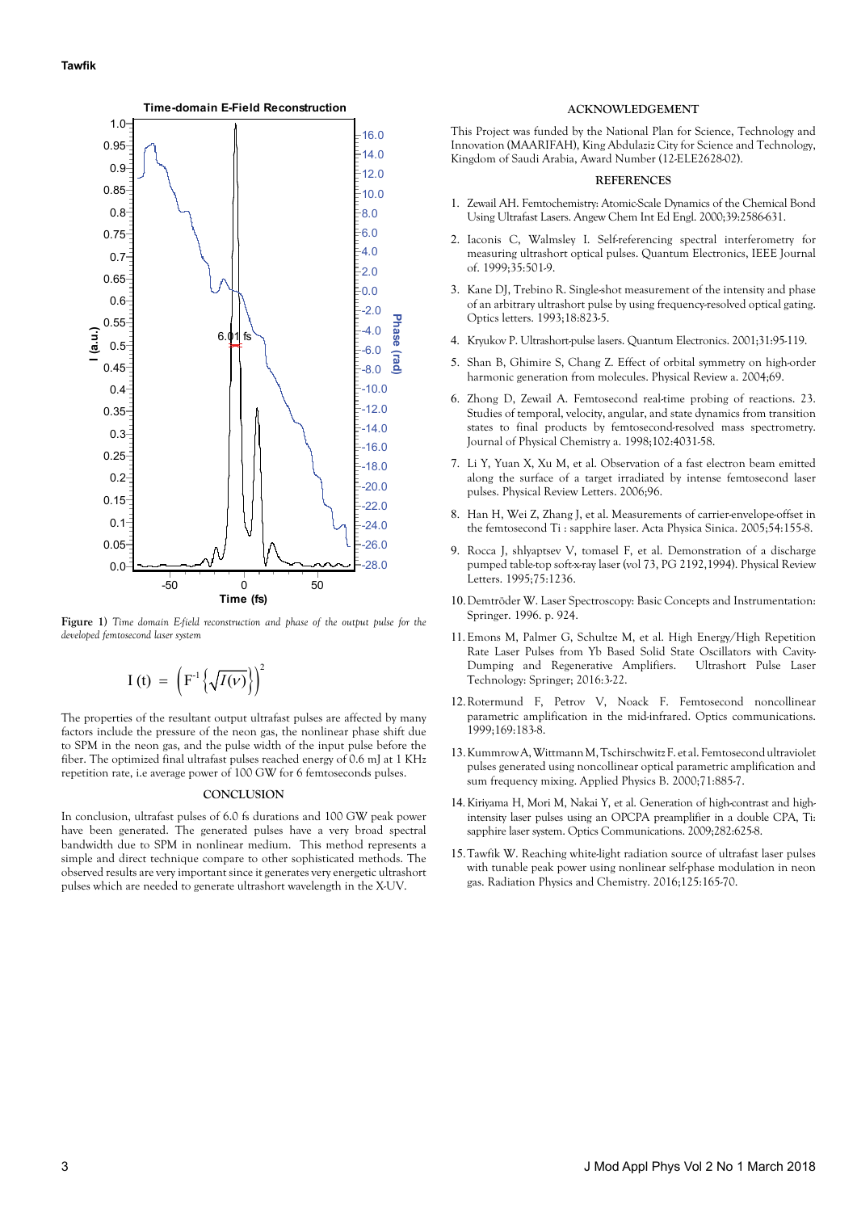Time-domain E-Field Reconstruction

I (a.u.)

Phase (rad)

Time (fs)

6.01 fs

1.0 0.95 0.9 0.85 0.8 0.75 0.7 0.65 0.6 0.55 0.5 0.45 0.4 0.35 0.3 0.25 0.2 0.15 0.1 0.05 0.0

16.0 14.0 12.0 10.0 8.0 6.0 4.0 2.0 0.0 -2.0 -4.0 -6.0 -8.0 -10.0 -12.0 -14.0 -16.0 -18.0 -20.0 -22.0 -24.0 -26.0 -28.0

-50 0 50

**Figure 1)** *Time domain E-field reconstruction and phase of the output pulse for the developed femtosecond laser system*

$$I(t) = \left(F^{-1}\left\{\sqrt{I(\nu)}\right\}\right)^2$$

The properties of the resultant output ultrafast pulses are affected by many factors include the pressure of the neon gas, the nonlinear phase shift due to SPM in the neon gas, and the pulse width of the input pulse before the fiber. The optimized final ultrafast pulses reached energy of 0.6 mJ at 1 KHz repetition rate, i.e average power of 100 GW for 6 femtoseconds pulses.

## CONCLUSION

In conclusion, ultrafast pulses of 6.0 fs durations and 100 GW peak power have been generated. The generated pulses have a very broad spectral bandwidth due to SPM in nonlinear medium. This method represents a simple and direct technique compare to other sophisticated methods. The observed results are very important since it generates very energetic ultrashort pulses which are needed to generate ultrashort wavelength in the X-UV.

## ACKNOWLEDGEMENT

This Project was funded by the National Plan for Science, Technology and Innovation (MAARIFAH), King Abdulaziz City for Science and Technology, Kingdom of Saudi Arabia, Award Number (12-ELE2628-02).

## REFERENCES

1. Zewail AH. Femtochemistry: Atomic-Scale Dynamics of the Chemical Bond Using Ultrafast Lasers. Angew Chem Int Ed Engl. 2000;39:2586-631.
2. Iaconis C, Walmsley I. Self-referencing spectral interferometry for measuring ultrashort optical pulses. Quantum Electronics, IEEE Journal of. 1999;35:501-9.
3. Kane DJ, Trebino R. Single-shot measurement of the intensity and phase of an arbitrary ultrashort pulse by using frequency-resolved optical gating. Optics letters. 1993;18:823-5.
4. Kryukov P. Ultrashort-pulse lasers. Quantum Electronics. 2001;31:95-119.
5. Shan B, Ghimire S, Chang Z. Effect of orbital symmetry on high-order harmonic generation from molecules. Physical Review a. 2004;69.
6. Zhong D, Zewail A. Femtosecond real-time probing of reactions. 23. Studies of temporal, velocity, angular, and state dynamics from transition states to final products by femtosecond-resolved mass spectrometry. Journal of Physical Chemistry a. 1998;102:4031-58.
7. Li Y, Yuan X, Xu M, et al. Observation of a fast electron beam emitted along the surface of a target irradiated by intense femtosecond laser pulses. Physical Review Letters. 2006;96.
8. Han H, Wei Z, Zhang J, et al. Measurements of carrier-envelope-offset in the femtosecond Ti : sapphire laser. Acta Physica Sinica. 2005;54:155-8.
9. Rocca J, shlyaptsev V, tomasel F, et al. Demonstration of a discharge pumped table-top soft-x-ray laser (vol 73, PG 2192,1994). Physical Review Letters. 1995;75:1236.
10. Demtröder W. Laser Spectroscopy: Basic Concepts and Instrumentation: Springer. 1996. p. 924.
11. Emons M, Palmer G, Schultze M, et al. High Energy/High Repetition Rate Laser Pulses from Yb Based Solid State Oscillators with Cavity-Dumping and Regenerative Amplifiers. Ultrashort Pulse Laser Technology: Springer; 2016:3-22.
12. Rotermund F, Petrov V, Noack F. Femtosecond noncollinear parametric amplification in the mid-infrared. Optics communications. 1999;169:183-8.
13. Kummrow A, Wittmann M, Tschirschwitz F. et al. Femtosecond ultraviolet pulses generated using noncollinear optical parametric amplification and sum frequency mixing. Applied Physics B. 2000;71:885-7.
14. Kiriyama H, Mori M, Nakai Y, et al. Generation of high-contrast and high-intensity laser pulses using an OPCPA preamplifier in a double CPA, Ti: sapphire laser system. Optics Communications. 2009;282:625-8.
15. Tawfik W. Reaching white-light radiation source of ultrafast laser pulses with tunable peak power using nonlinear self-phase modulation in neon gas. Radiation Physics and Chemistry. 2016;125:165-70.